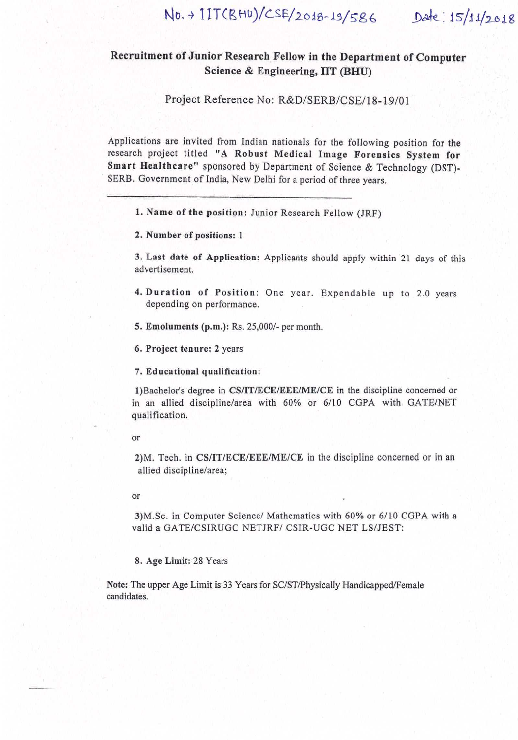No. → IIT(BHU)/CSE/2018-19/586 Date: 15/11/2018

## Recruitment of Junior Research Fellow in the Department of Computer Science & Engineering, IIT (BHU)

Project Reference No: R&D/SERB/CSE/18-19/01

Applications are invited from Indian nationals for the following position for the research project titled **"A Robust Medical Image Forensics System for Smart Healthcare"** sponsored by Department of Science & Technology (DST)-SERB. Government of India, New Delhi for a period of three years.

---

1. **Name of the position:** Junior Research Fellow (JRF)

2. **Number of positions:** 1

3. **Last date of Application:** Applicants should apply within 21 days of this advertisement.

4. **Duration of Position:** One year. Expendable up to 2.0 years depending on performance.

5. **Emoluments (p.m.):** Rs. 25,000/- per month.

6. **Project tenure:** 2 years

7. **Educational qualification:**

   1)Bachelor's degree in **CS/IT/ECE/EEE/ME/CE** in the discipline concerned or in an allied discipline/area with 60% or 6/10 CGPA with GATE/NET qualification.

   or

   2)M. Tech. in **CS/IT/ECE/EEE/ME/CE** in the discipline concerned or in an allied discipline/area;

   or

   3)M.Sc. in Computer Science/ Mathematics with 60% or 6/10 CGPA with a valid a GATE/CSIRUGC NETJRF/ CSIR-UGC NET LS/JEST:

8. **Age Limit:** 28 Years

**Note:** The upper Age Limit is 33 Years for SC/ST/Physically Handicapped/Female candidates.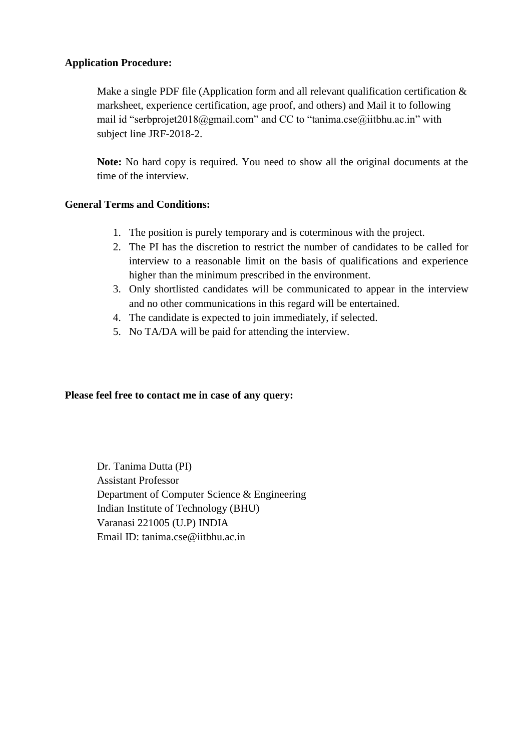**Application Procedure:**

Make a single PDF file (Application form and all relevant qualification certification & marksheet, experience certification, age proof, and others) and Mail it to following mail id "serbprojet2018@gmail.com" and CC to "tanima.cse@iitbhu.ac.in" with subject line JRF-2018-2.

**Note:** No hard copy is required. You need to show all the original documents at the time of the interview.

**General Terms and Conditions:**

1. The position is purely temporary and is coterminous with the project.
2. The PI has the discretion to restrict the number of candidates to be called for interview to a reasonable limit on the basis of qualifications and experience higher than the minimum prescribed in the environment.
3. Only shortlisted candidates will be communicated to appear in the interview and no other communications in this regard will be entertained.
4. The candidate is expected to join immediately, if selected.
5. No TA/DA will be paid for attending the interview.

**Please feel free to contact me in case of any query:**

Dr. Tanima Dutta (PI)
Assistant Professor
Department of Computer Science & Engineering
Indian Institute of Technology (BHU)
Varanasi 221005 (U.P) INDIA
Email ID: tanima.cse@iitbhu.ac.in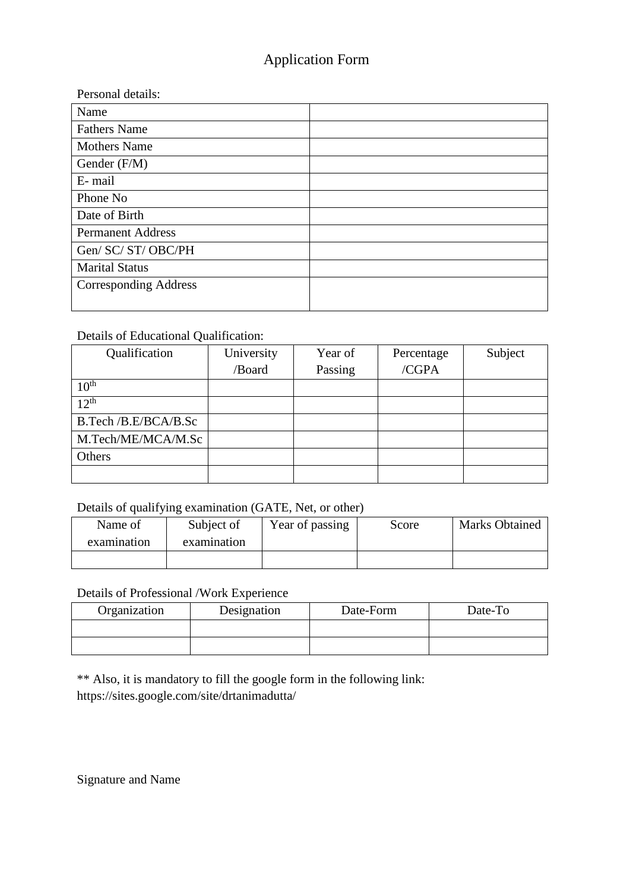# Application Form

Personal details:

| | |
|---|---|
| Name | |
| Fathers Name | |
| Mothers Name | |
| Gender (F/M) | |
| E- mail | |
| Phone No | |
| Date of Birth | |
| Permanent Address | |
| Gen/ SC/ ST/ OBC/PH | |
| Marital Status | |
| Corresponding Address | |

Details of Educational Qualification:

| Qualification | University /Board | Year of Passing | Percentage /CGPA | Subject |
|---|---|---|---|---|
| $10^{th}$ | | | | |
| $12^{th}$ | | | | |
| B.Tech /B.E/BCA/B.Sc | | | | |
| M.Tech/ME/MCA/M.Sc | | | | |
| Others | | | | |
| | | | | |

Details of qualifying examination (GATE, Net, or other)

| Name of examination | Subject of examination | Year of passing | Score | Marks Obtained |
|---|---|---|---|---|
| | | | | |

Details of Professional /Work Experience

| Organization | Designation | Date-Form | Date-To |
|---|---|---|---|
| | | | |
| | | | |

** Also, it is mandatory to fill the google form in the following link:
https://sites.google.com/site/drtanimadutta/

Signature and Name